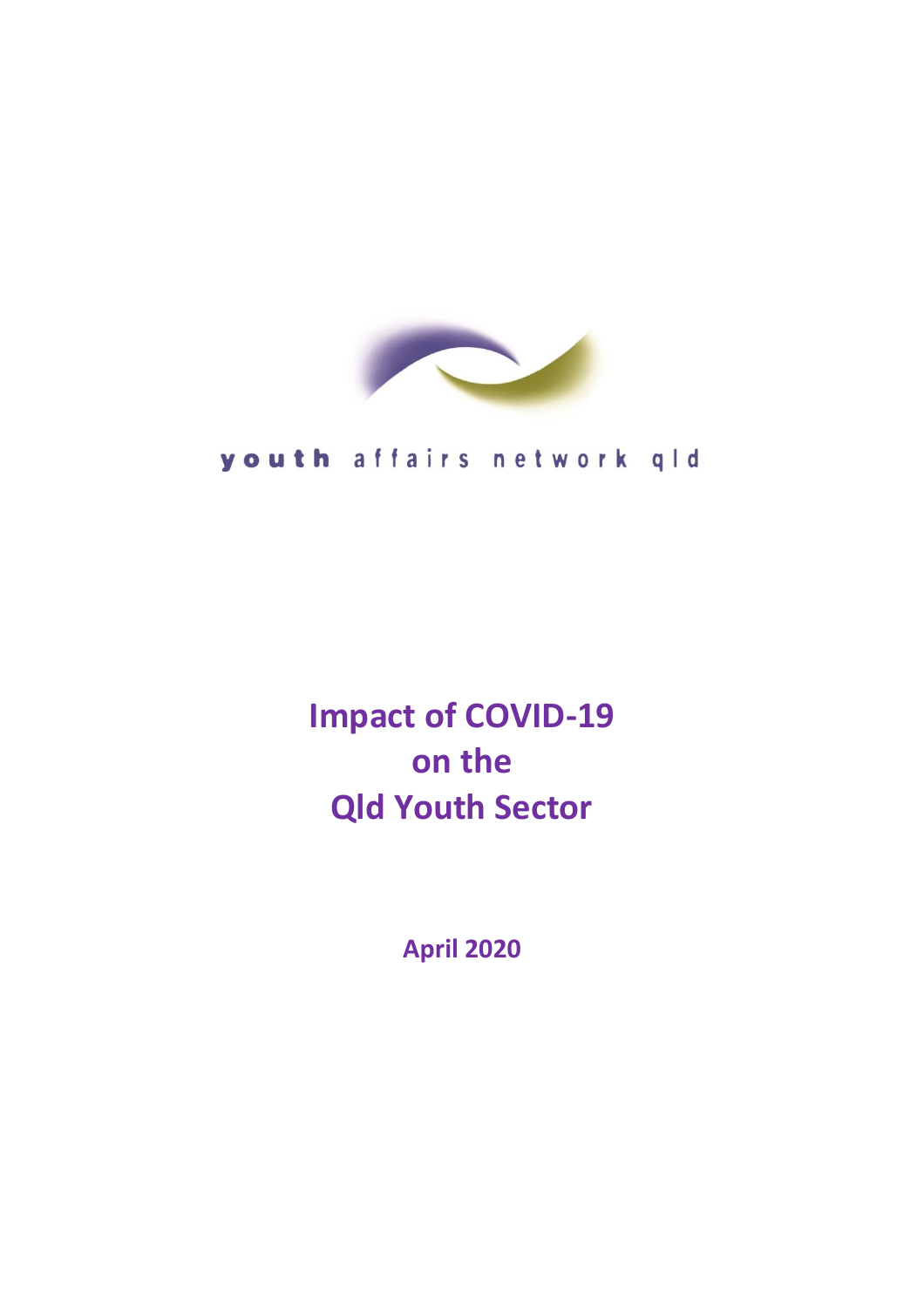youth affairs network qld

# Impact of COVID-19 on the Qld Youth Sector

**April 2020**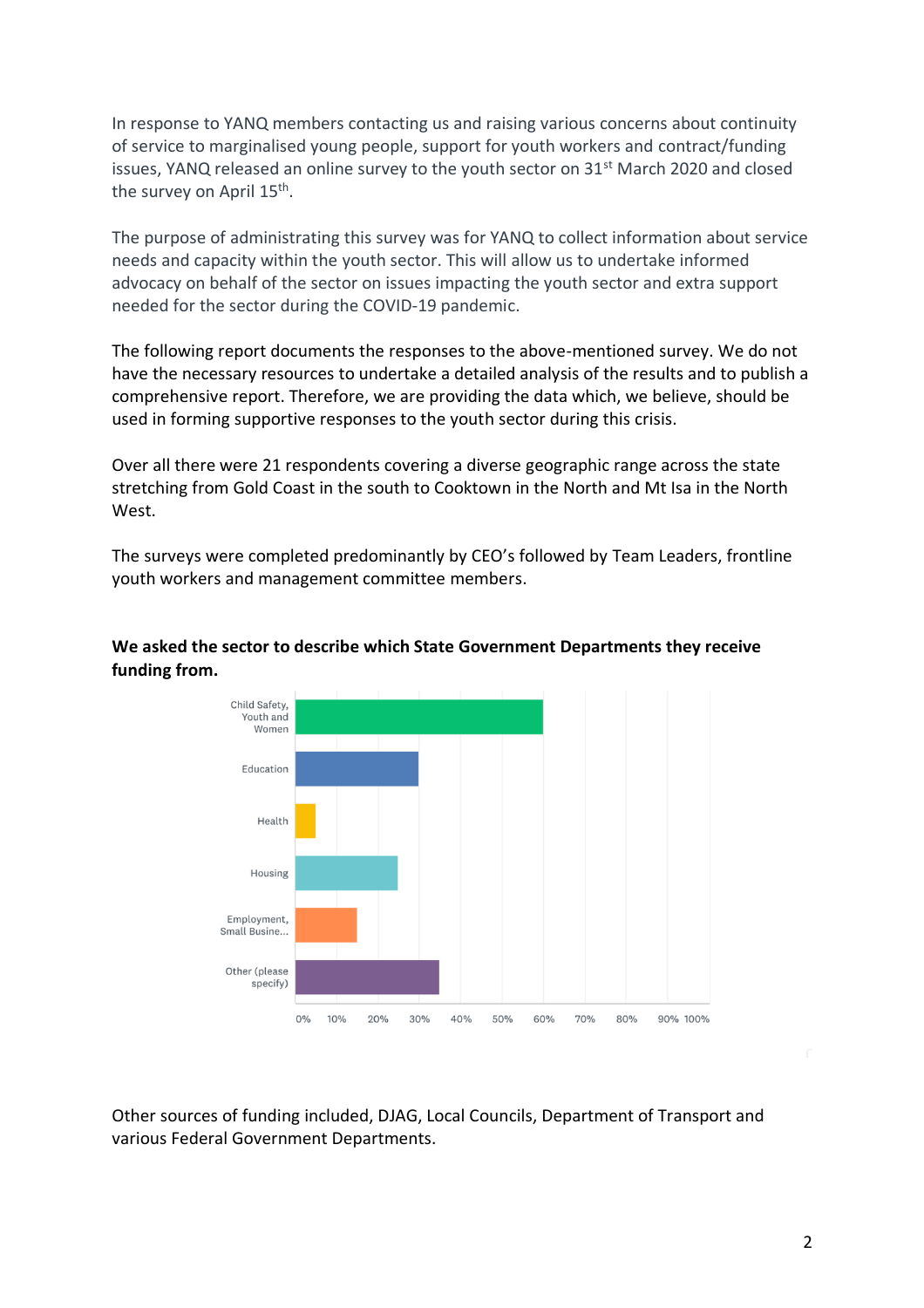In response to YANQ members contacting us and raising various concerns about continuity of service to marginalised young people, support for youth workers and contract/funding issues, YANQ released an online survey to the youth sector on 31st March 2020 and closed the survey on April 15th.

The purpose of administrating this survey was for YANQ to collect information about service needs and capacity within the youth sector. This will allow us to undertake informed advocacy on behalf of the sector on issues impacting the youth sector and extra support needed for the sector during the COVID-19 pandemic.

The following report documents the responses to the above-mentioned survey. We do not have the necessary resources to undertake a detailed analysis of the results and to publish a comprehensive report. Therefore, we are providing the data which, we believe, should be used in forming supportive responses to the youth sector during this crisis.

Over all there were 21 respondents covering a diverse geographic range across the state stretching from Gold Coast in the south to Cooktown in the North and Mt Isa in the North West.

The surveys were completed predominantly by CEO's followed by Team Leaders, frontline youth workers and management committee members.

**We asked the sector to describe which State Government Departments they receive funding from.**

Other sources of funding included, DJAG, Local Councils, Department of Transport and various Federal Government Departments.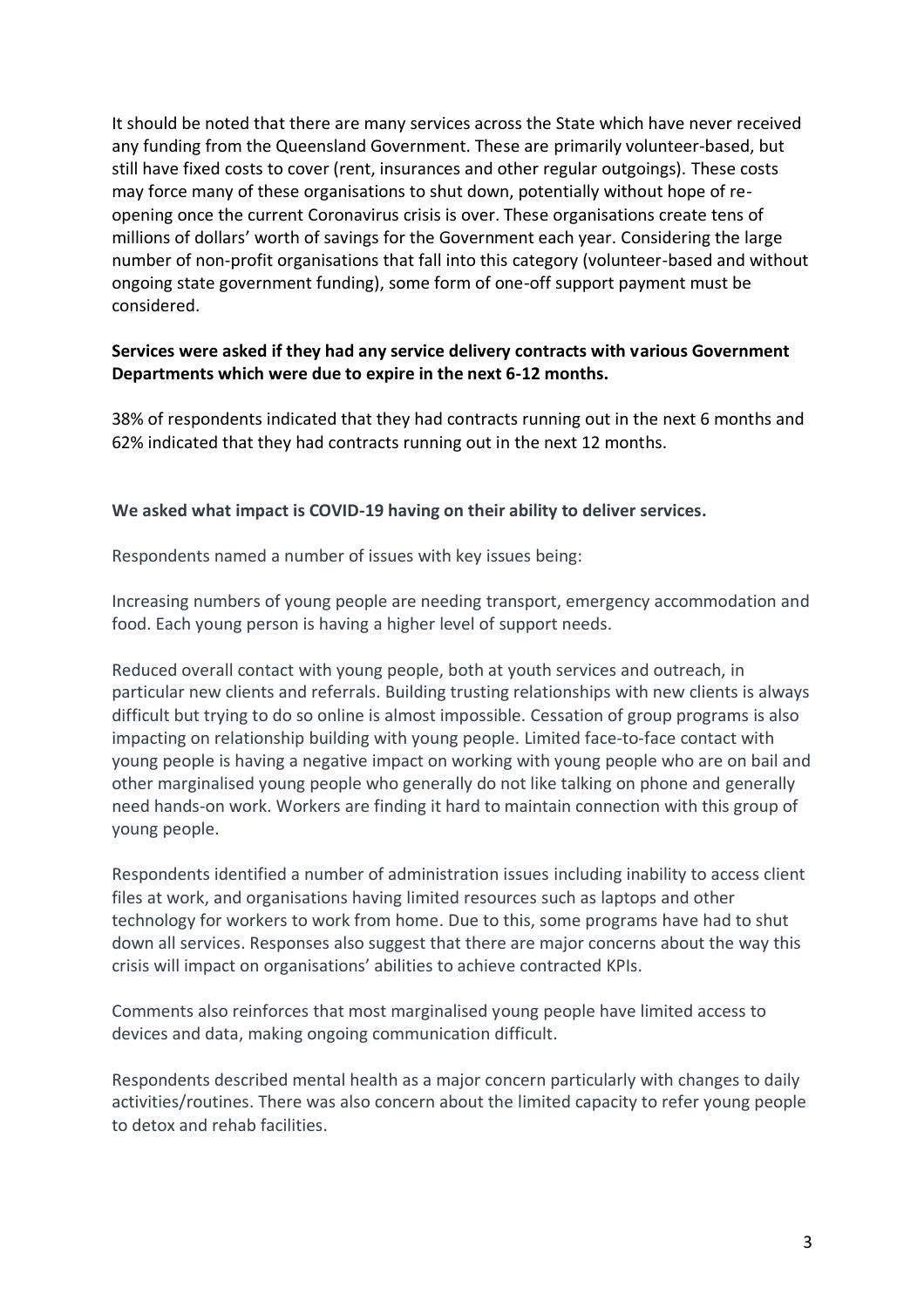It should be noted that there are many services across the State which have never received any funding from the Queensland Government. These are primarily volunteer-based, but still have fixed costs to cover (rent, insurances and other regular outgoings). These costs may force many of these organisations to shut down, potentially without hope of re-opening once the current Coronavirus crisis is over. These organisations create tens of millions of dollars' worth of savings for the Government each year. Considering the large number of non-profit organisations that fall into this category (volunteer-based and without ongoing state government funding), some form of one-off support payment must be considered.

**Services were asked if they had any service delivery contracts with various Government Departments which were due to expire in the next 6-12 months.**

38% of respondents indicated that they had contracts running out in the next 6 months and 62% indicated that they had contracts running out in the next 12 months.

**We asked what impact is COVID-19 having on their ability to deliver services.**

Respondents named a number of issues with key issues being:

Increasing numbers of young people are needing transport, emergency accommodation and food. Each young person is having a higher level of support needs.

Reduced overall contact with young people, both at youth services and outreach, in particular new clients and referrals. Building trusting relationships with new clients is always difficult but trying to do so online is almost impossible. Cessation of group programs is also impacting on relationship building with young people. Limited face-to-face contact with young people is having a negative impact on working with young people who are on bail and other marginalised young people who generally do not like talking on phone and generally need hands-on work. Workers are finding it hard to maintain connection with this group of young people.

Respondents identified a number of administration issues including inability to access client files at work, and organisations having limited resources such as laptops and other technology for workers to work from home. Due to this, some programs have had to shut down all services. Responses also suggest that there are major concerns about the way this crisis will impact on organisations' abilities to achieve contracted KPIs.

Comments also reinforces that most marginalised young people have limited access to devices and data, making ongoing communication difficult.

Respondents described mental health as a major concern particularly with changes to daily activities/routines. There was also concern about the limited capacity to refer young people to detox and rehab facilities.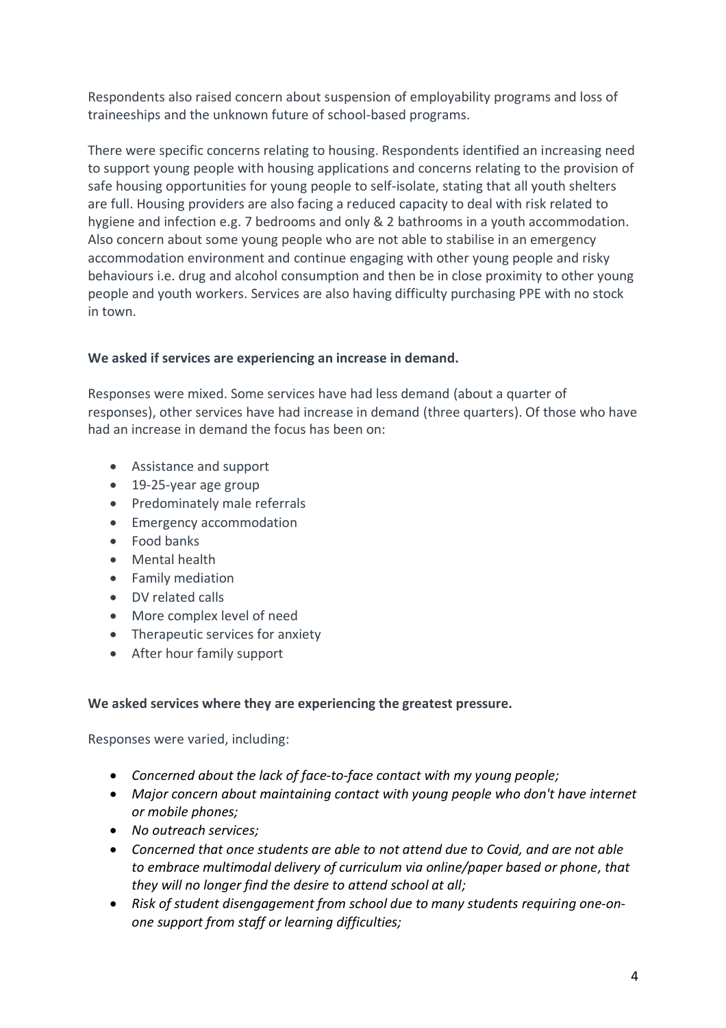Respondents also raised concern about suspension of employability programs and loss of traineeships and the unknown future of school-based programs.

There were specific concerns relating to housing. Respondents identified an increasing need to support young people with housing applications and concerns relating to the provision of safe housing opportunities for young people to self-isolate, stating that all youth shelters are full. Housing providers are also facing a reduced capacity to deal with risk related to hygiene and infection e.g. 7 bedrooms and only & 2 bathrooms in a youth accommodation. Also concern about some young people who are not able to stabilise in an emergency accommodation environment and continue engaging with other young people and risky behaviours i.e. drug and alcohol consumption and then be in close proximity to other young people and youth workers. Services are also having difficulty purchasing PPE with no stock in town.

**We asked if services are experiencing an increase in demand.**

Responses were mixed. Some services have had less demand (about a quarter of responses), other services have had increase in demand (three quarters). Of those who have had an increase in demand the focus has been on:

- Assistance and support
- 19-25-year age group
- Predominately male referrals
- Emergency accommodation
- Food banks
- Mental health
- Family mediation
- DV related calls
- More complex level of need
- Therapeutic services for anxiety
- After hour family support

**We asked services where they are experiencing the greatest pressure.**

Responses were varied, including:

- *Concerned about the lack of face-to-face contact with my young people;*
- *Major concern about maintaining contact with young people who don't have internet or mobile phones;*
- *No outreach services;*
- *Concerned that once students are able to not attend due to Covid, and are not able to embrace multimodal delivery of curriculum via online/paper based or phone, that they will no longer find the desire to attend school at all;*
- *Risk of student disengagement from school due to many students requiring one-on-one support from staff or learning difficulties;*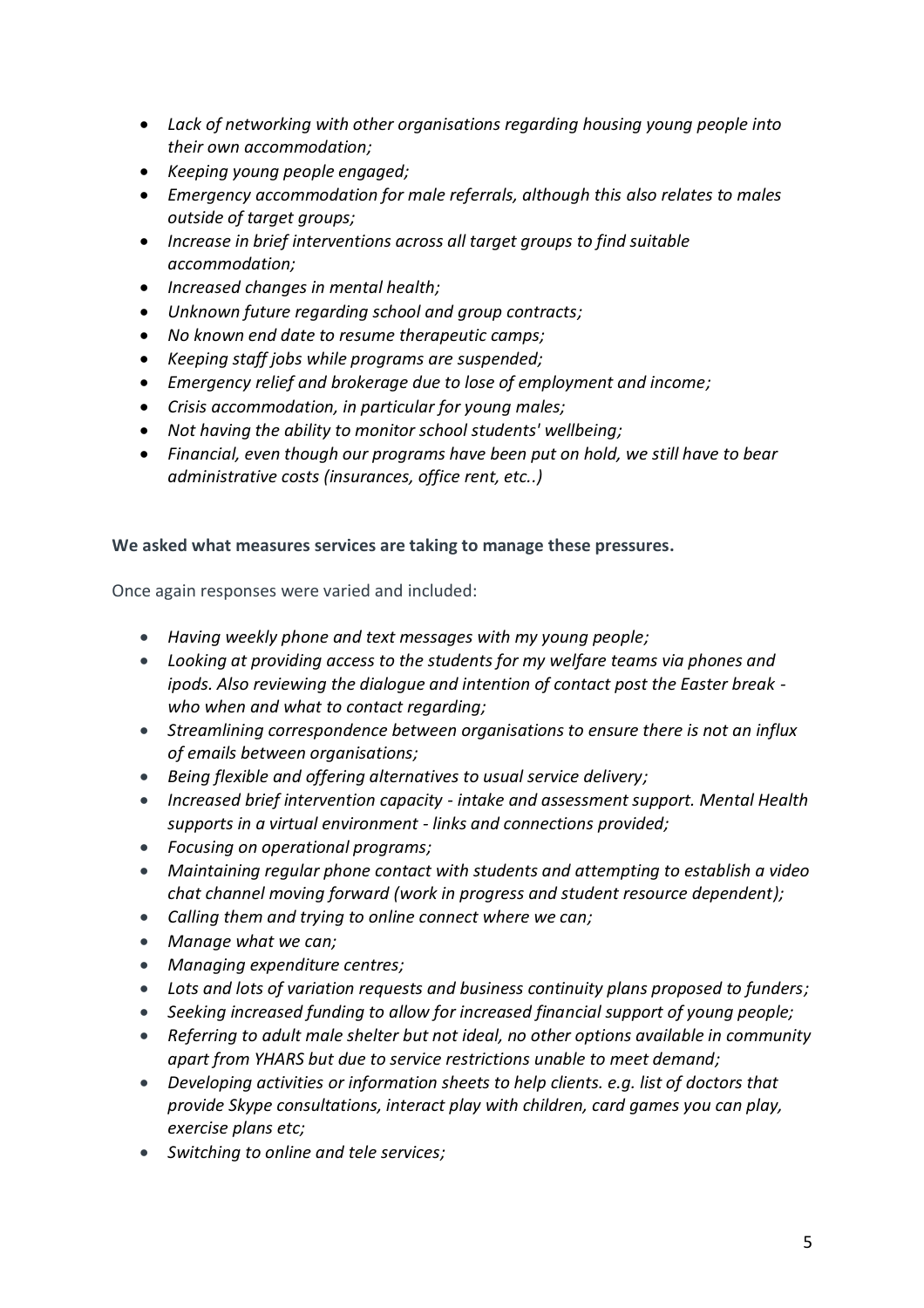- *Lack of networking with other organisations regarding housing young people into their own accommodation;*
- *Keeping young people engaged;*
- *Emergency accommodation for male referrals, although this also relates to males outside of target groups;*
- *Increase in brief interventions across all target groups to find suitable accommodation;*
- *Increased changes in mental health;*
- *Unknown future regarding school and group contracts;*
- *No known end date to resume therapeutic camps;*
- *Keeping staff jobs while programs are suspended;*
- *Emergency relief and brokerage due to lose of employment and income;*
- *Crisis accommodation, in particular for young males;*
- *Not having the ability to monitor school students' wellbeing;*
- *Financial, even though our programs have been put on hold, we still have to bear administrative costs (insurances, office rent, etc..)*

**We asked what measures services are taking to manage these pressures.**

Once again responses were varied and included:

- *Having weekly phone and text messages with my young people;*
- *Looking at providing access to the students for my welfare teams via phones and ipods. Also reviewing the dialogue and intention of contact post the Easter break - who when and what to contact regarding;*
- *Streamlining correspondence between organisations to ensure there is not an influx of emails between organisations;*
- *Being flexible and offering alternatives to usual service delivery;*
- *Increased brief intervention capacity - intake and assessment support. Mental Health supports in a virtual environment - links and connections provided;*
- *Focusing on operational programs;*
- *Maintaining regular phone contact with students and attempting to establish a video chat channel moving forward (work in progress and student resource dependent);*
- *Calling them and trying to online connect where we can;*
- *Manage what we can;*
- *Managing expenditure centres;*
- *Lots and lots of variation requests and business continuity plans proposed to funders;*
- *Seeking increased funding to allow for increased financial support of young people;*
- *Referring to adult male shelter but not ideal, no other options available in community apart from YHARS but due to service restrictions unable to meet demand;*
- *Developing activities or information sheets to help clients. e.g. list of doctors that provide Skype consultations, interact play with children, card games you can play, exercise plans etc;*
- *Switching to online and tele services;*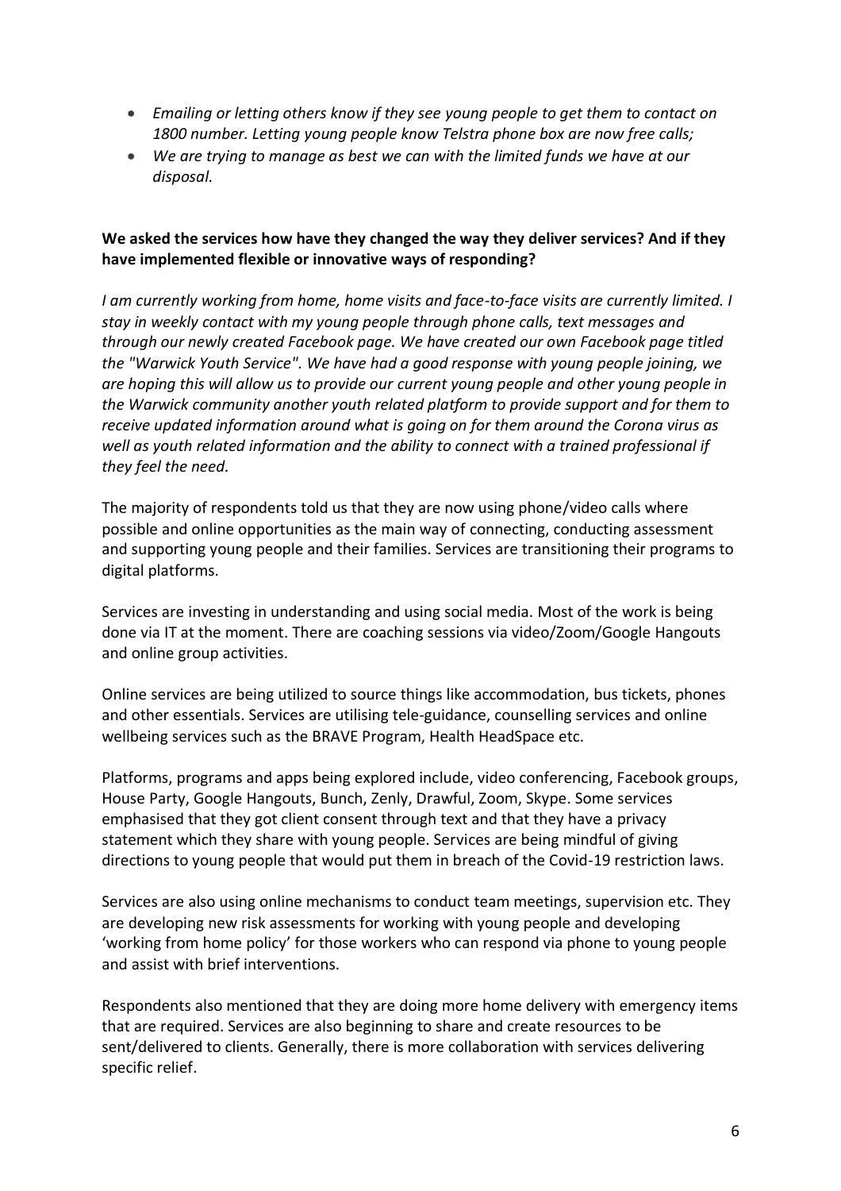- *Emailing or letting others know if they see young people to get them to contact on 1800 number. Letting young people know Telstra phone box are now free calls;*
- *We are trying to manage as best we can with the limited funds we have at our disposal.*

**We asked the services how have they changed the way they deliver services? And if they have implemented flexible or innovative ways of responding?**

*I am currently working from home, home visits and face-to-face visits are currently limited. I stay in weekly contact with my young people through phone calls, text messages and through our newly created Facebook page. We have created our own Facebook page titled the "Warwick Youth Service". We have had a good response with young people joining, we are hoping this will allow us to provide our current young people and other young people in the Warwick community another youth related platform to provide support and for them to receive updated information around what is going on for them around the Corona virus as well as youth related information and the ability to connect with a trained professional if they feel the need.*

The majority of respondents told us that they are now using phone/video calls where possible and online opportunities as the main way of connecting, conducting assessment and supporting young people and their families. Services are transitioning their programs to digital platforms.

Services are investing in understanding and using social media. Most of the work is being done via IT at the moment. There are coaching sessions via video/Zoom/Google Hangouts and online group activities.

Online services are being utilized to source things like accommodation, bus tickets, phones and other essentials. Services are utilising tele-guidance, counselling services and online wellbeing services such as the BRAVE Program, Health HeadSpace etc.

Platforms, programs and apps being explored include, video conferencing, Facebook groups, House Party, Google Hangouts, Bunch, Zenly, Drawful, Zoom, Skype. Some services emphasised that they got client consent through text and that they have a privacy statement which they share with young people. Services are being mindful of giving directions to young people that would put them in breach of the Covid-19 restriction laws.

Services are also using online mechanisms to conduct team meetings, supervision etc. They are developing new risk assessments for working with young people and developing 'working from home policy' for those workers who can respond via phone to young people and assist with brief interventions.

Respondents also mentioned that they are doing more home delivery with emergency items that are required. Services are also beginning to share and create resources to be sent/delivered to clients. Generally, there is more collaboration with services delivering specific relief.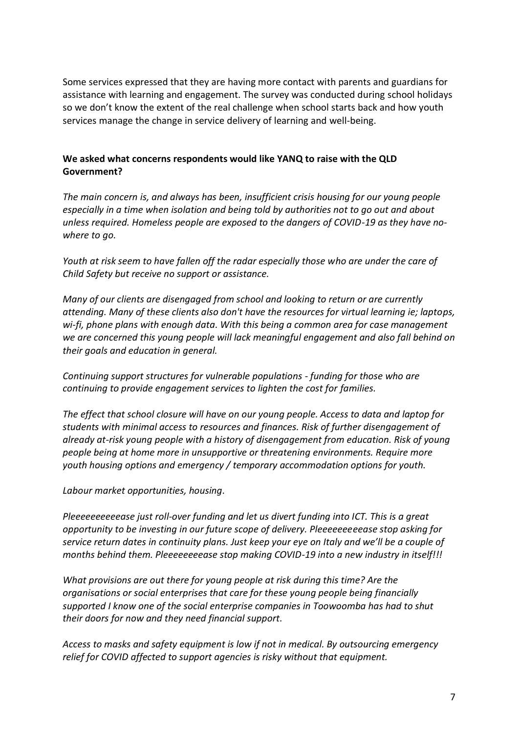Some services expressed that they are having more contact with parents and guardians for assistance with learning and engagement. The survey was conducted during school holidays so we don't know the extent of the real challenge when school starts back and how youth services manage the change in service delivery of learning and well-being.

**We asked what concerns respondents would like YANQ to raise with the QLD Government?**

*The main concern is, and always has been, insufficient crisis housing for our young people especially in a time when isolation and being told by authorities not to go out and about unless required. Homeless people are exposed to the dangers of COVID-19 as they have no-where to go.*

*Youth at risk seem to have fallen off the radar especially those who are under the care of Child Safety but receive no support or assistance.*

*Many of our clients are disengaged from school and looking to return or are currently attending. Many of these clients also don't have the resources for virtual learning ie; laptops, wi-fi, phone plans with enough data. With this being a common area for case management we are concerned this young people will lack meaningful engagement and also fall behind on their goals and education in general.*

*Continuing support structures for vulnerable populations - funding for those who are continuing to provide engagement services to lighten the cost for families.*

*The effect that school closure will have on our young people. Access to data and laptop for students with minimal access to resources and finances. Risk of further disengagement of already at-risk young people with a history of disengagement from education. Risk of young people being at home more in unsupportive or threatening environments. Require more youth housing options and emergency / temporary accommodation options for youth.*

*Labour market opportunities, housing.*

*Pleeeeeeeeeease just roll-over funding and let us divert funding into ICT. This is a great opportunity to be investing in our future scope of delivery. Pleeeeeeeeease stop asking for service return dates in continuity plans. Just keep your eye on Italy and we'll be a couple of months behind them. Pleeeeeeeeease stop making COVID-19 into a new industry in itself!!!*

*What provisions are out there for young people at risk during this time? Are the organisations or social enterprises that care for these young people being financially supported I know one of the social enterprise companies in Toowoomba has had to shut their doors for now and they need financial support.*

*Access to masks and safety equipment is low if not in medical. By outsourcing emergency relief for COVID affected to support agencies is risky without that equipment.*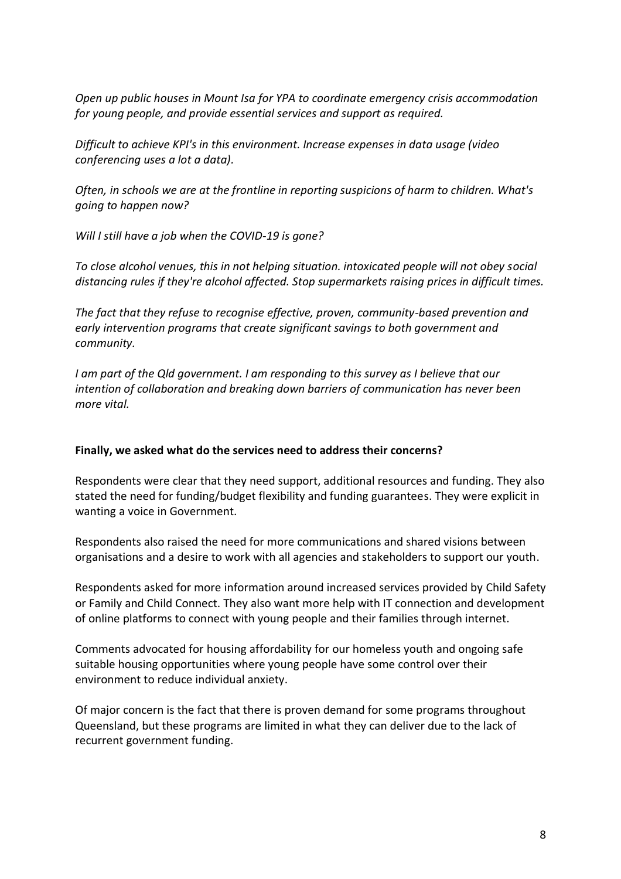*Open up public houses in Mount Isa for YPA to coordinate emergency crisis accommodation for young people, and provide essential services and support as required.*

*Difficult to achieve KPI's in this environment. Increase expenses in data usage (video conferencing uses a lot a data).*

*Often, in schools we are at the frontline in reporting suspicions of harm to children. What's going to happen now?*

*Will I still have a job when the COVID-19 is gone?*

*To close alcohol venues, this in not helping situation. intoxicated people will not obey social distancing rules if they're alcohol affected. Stop supermarkets raising prices in difficult times.*

*The fact that they refuse to recognise effective, proven, community-based prevention and early intervention programs that create significant savings to both government and community.*

*I am part of the Qld government. I am responding to this survey as I believe that our intention of collaboration and breaking down barriers of communication has never been more vital.*

**Finally, we asked what do the services need to address their concerns?**

Respondents were clear that they need support, additional resources and funding. They also stated the need for funding/budget flexibility and funding guarantees. They were explicit in wanting a voice in Government.

Respondents also raised the need for more communications and shared visions between organisations and a desire to work with all agencies and stakeholders to support our youth.

Respondents asked for more information around increased services provided by Child Safety or Family and Child Connect. They also want more help with IT connection and development of online platforms to connect with young people and their families through internet.

Comments advocated for housing affordability for our homeless youth and ongoing safe suitable housing opportunities where young people have some control over their environment to reduce individual anxiety.

Of major concern is the fact that there is proven demand for some programs throughout Queensland, but these programs are limited in what they can deliver due to the lack of recurrent government funding.